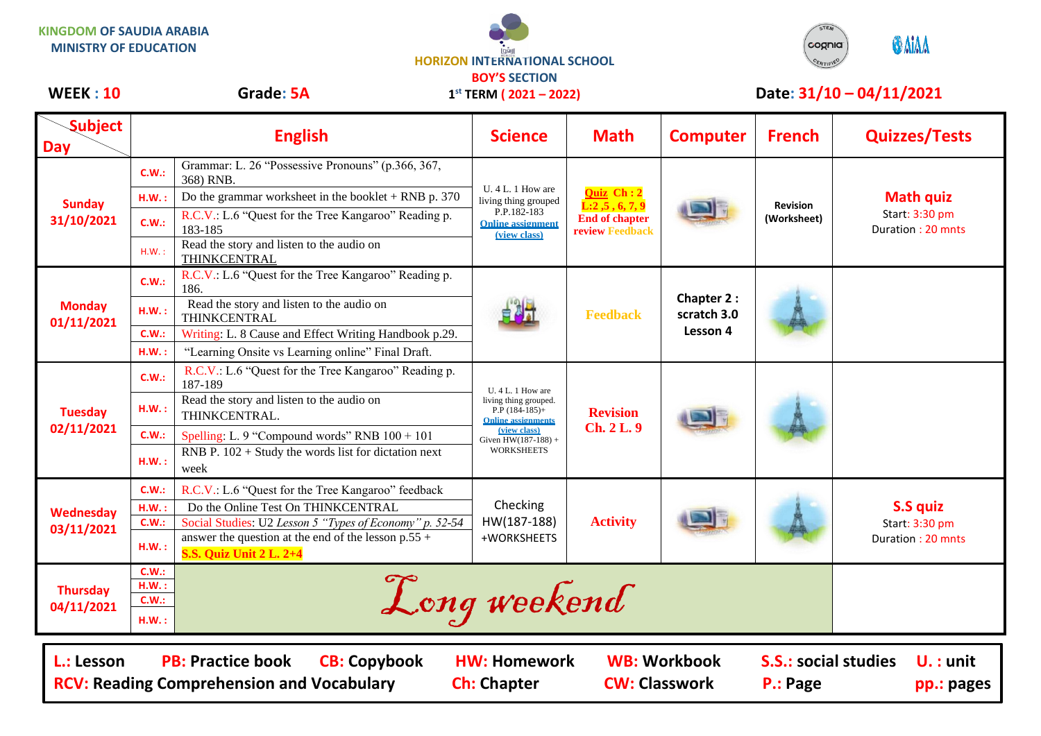**KINGDOM OF SAUDIA ARABIA**
**MINISTRY OF EDUCATION**

**HORIZON INTERNATIONAL SCHOOL**
**BOY'S SECTION**
**1st TERM ( 2021 – 2022)**

**WEEK : 10** **Grade: 5A** **Date: 31/10 – 04/11/2021**

| Subject / Day | | English | Science | Math | Computer | French | Quizzes/Tests |
|---|---|---|---|---|---|---|---|
| **Sunday 31/10/2021** | C.W.: | Grammar: L. 26 "Possessive Pronouns" (p.366, 367, 368) RNB. | U. 4 L. 1 How are living thing grouped P.P.182-183 Online assignment (view class) | **Quiz Ch : 2 L:2 ,5 , 6, 7, 9 End of chapter review Feedback** | | **Revision (Worksheet)** | **Math quiz** Start: 3:30 pm Duration : 20 mnts |
| | H.W. : | Do the grammar worksheet in the booklet + RNB p. 370 | | | | | |
| | C.W.: | R.C.V.: L.6 "Quest for the Tree Kangaroo" Reading p. 183-185 | | | | | |
| | H.W. : | Read the story and listen to the audio on THINKCENTRAL | | | | | |
| **Monday 01/11/2021** | C.W.: | R.C.V.: L.6 "Quest for the Tree Kangaroo" Reading p. 186. | | **Feedback** | **Chapter 2 : scratch 3.0 Lesson 4** | | |
| | H.W. : | Read the story and listen to the audio on THINKCENTRAL | | | | | |
| | C.W.: | Writing: L. 8 Cause and Effect Writing Handbook p.29. | | | | | |
| | H.W. : | "Learning Onsite vs Learning online" Final Draft. | | | | | |
| **Tuesday 02/11/2021** | C.W.: | R.C.V.: L.6 "Quest for the Tree Kangaroo" Reading p. 187-189 | U. 4 L. 1 How are living thing grouped. P.P (184-185)+ Online assignments (view class) Given HW(187-188) + WORKSHEETS | **Revision Ch. 2 L. 9** | | | |
| | H.W. : | Read the story and listen to the audio on THINKCENTRAL. | | | | | |
| | C.W.: | Spelling: L. 9 "Compound words" RNB 100 + 101 | | | | | |
| | H.W. : | RNB P. 102 + Study the words list for dictation next week | | | | | |
| **Wednesday 03/11/2021** | C.W.: | R.C.V.: L.6 "Quest for the Tree Kangaroo" feedback | Checking HW(187-188) +WORKSHEETS | **Activity** | | | **S.S quiz** Start: 3:30 pm Duration : 20 mnts |
| | H.W. : | Do the Online Test On THINKCENTRAL | | | | | |
| | C.W.: | Social Studies: U2 *Lesson 5 "Types of Economy" p. 52-54* | | | | | |
| | H.W. : | answer the question at the end of the lesson p.55 + **S.S. Quiz Unit 2 L. 2+4** | | | | | |
| **Thursday 04/11/2021** | C.W.: | *Long weekend* | | | | | |
| | H.W. : | | | | | | |
| | C.W.: | | | | | | |
| | H.W. : | | | | | | |

**L.: Lesson** **PB: Practice book** **CB: Copybook** **HW: Homework** **WB: Workbook** **S.S.: social studies** **U. : unit**
**RCV: Reading Comprehension and Vocabulary** **Ch: Chapter** **CW: Classwork** **P.: Page** **pp.: pages**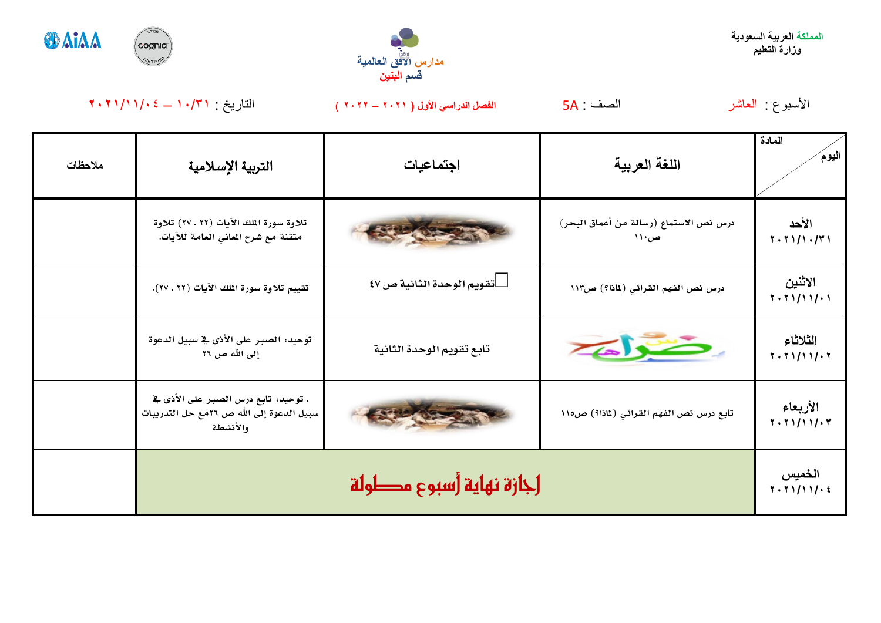المملكة العربية السعودية
وزارة التعليم

مدارس الأفق العالمية
قسم البنين

الأسبوع : العاشر | الصف : 5A | الفصل الدراسي الأول ( ٢٠٢١ – ٢٠٢٢ ) | التاريخ : ١٠/٣١ – ٢٠٢١/١١/٠٤

| اليوم / المادة | اللغة العربية | اجتماعيات | التربية الإسلامية | ملاحظات |
|---|---|---|---|---|
| الأحد ٢٠٢١/١٠/٣١ | درس نص الاستماع (رسالة من أعماق البحر) ص١١٠ | | تلاوة سورة الملك الآيات (٢٢ . ٢٧) تلاوة متقنة مع شرح المعاني العامة للآيات. | |
| الاثنين ٢٠٢١/١١/٠١ | درس نص الفهم القرائي (لماذا؟) ص١١٣ | تقويم الوحدة الثانية ص ٤٧ | تقييم تلاوة سورة الملك الآيات (٢٢ . ٢٧). | |
| الثلاثاء ٢٠٢١/١١/٠٢ | | تابع تقويم الوحدة الثانية | توحيد: الصبر على الأذى في سبيل الدعوة إلى الله ص ٢٦ | |
| الأربعاء ٢٠٢١/١١/٠٣ | تابع درس نص الفهم القرائي (لماذا؟) ص١١٥ | | . توحيد: تابع درس الصبر على الأذى في سبيل الدعوة إلى الله ص ٢٦مع حل التدريبات والأنشطة | |
| الخميس ٢٠٢١/١١/٠٤ | إجازة نهاية أسبوع مطـــولة | | | |